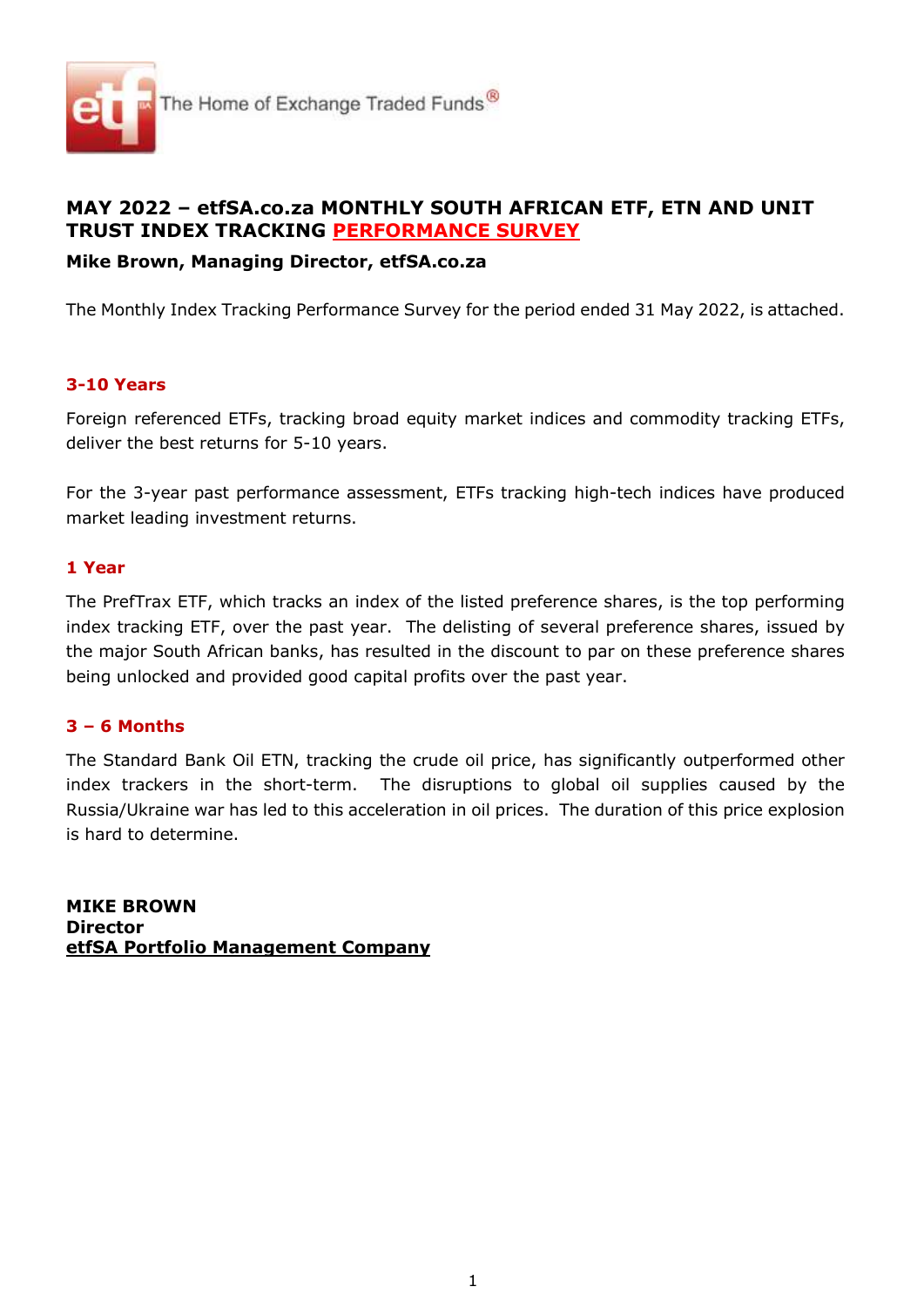The Home of Exchange Traded Funds®

# MAY 2022 – etfSA.co.za MONTHLY SOUTH AFRICAN ETF, ETN AND UNIT TRUST INDEX TRACKING PERFORMANCE SURVEY

**Mike Brown, Managing Director, etfSA.co.za**

The Monthly Index Tracking Performance Survey for the period ended 31 May 2022, is attached.

## 3-10 Years

Foreign referenced ETFs, tracking broad equity market indices and commodity tracking ETFs, deliver the best returns for 5-10 years.

For the 3-year past performance assessment, ETFs tracking high-tech indices have produced market leading investment returns.

## 1 Year

The PrefTrax ETF, which tracks an index of the listed preference shares, is the top performing index tracking ETF, over the past year. The delisting of several preference shares, issued by the major South African banks, has resulted in the discount to par on these preference shares being unlocked and provided good capital profits over the past year.

## 3 – 6 Months

The Standard Bank Oil ETN, tracking the crude oil price, has significantly outperformed other index trackers in the short-term. The disruptions to global oil supplies caused by the Russia/Ukraine war has led to this acceleration in oil prices. The duration of this price explosion is hard to determine.

**MIKE BROWN**
**Director**
**etfSA Portfolio Management Company**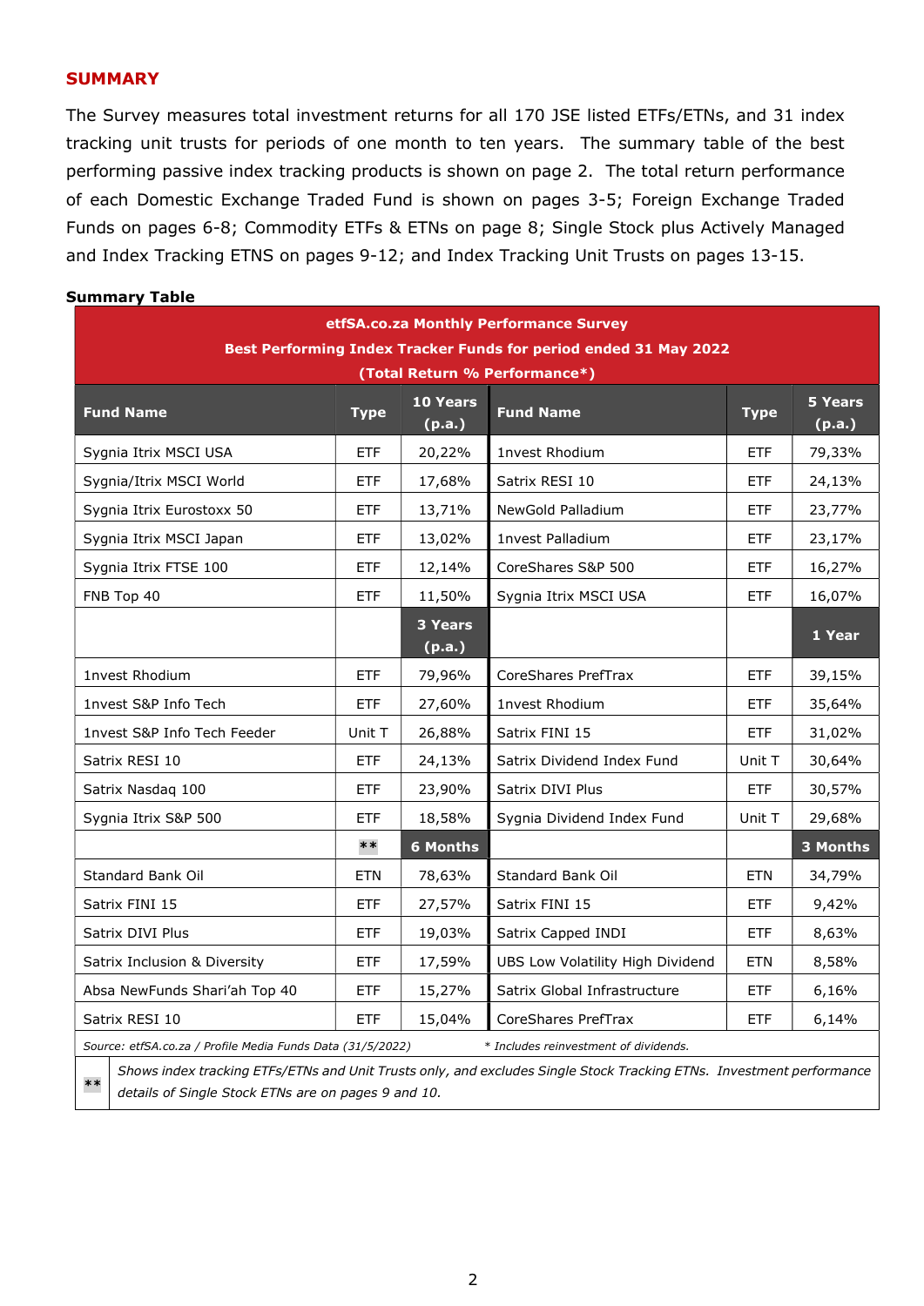## SUMMARY

The Survey measures total investment returns for all 170 JSE listed ETFs/ETNs, and 31 index tracking unit trusts for periods of one month to ten years. The summary table of the best performing passive index tracking products is shown on page 2. The total return performance of each Domestic Exchange Traded Fund is shown on pages 3-5; Foreign Exchange Traded Funds on pages 6-8; Commodity ETFs & ETNs on page 8; Single Stock plus Actively Managed and Index Tracking ETNS on pages 9-12; and Index Tracking Unit Trusts on pages 13-15.

**Summary Table**

**etfSA.co.za Monthly Performance Survey**
**Best Performing Index Tracker Funds for period ended 31 May 2022**
**(Total Return % Performance*)**

| Fund Name | Type | 10 Years (p.a.) | Fund Name | Type | 5 Years (p.a.) |
|---|---|---|---|---|---|
| Sygnia Itrix MSCI USA | ETF | 20,22% | 1nvest Rhodium | ETF | 79,33% |
| Sygnia/Itrix MSCI World | ETF | 17,68% | Satrix RESI 10 | ETF | 24,13% |
| Sygnia Itrix Eurostoxx 50 | ETF | 13,71% | NewGold Palladium | ETF | 23,77% |
| Sygnia Itrix MSCI Japan | ETF | 13,02% | 1nvest Palladium | ETF | 23,17% |
| Sygnia Itrix FTSE 100 | ETF | 12,14% | CoreShares S&P 500 | ETF | 16,27% |
| FNB Top 40 | ETF | 11,50% | Sygnia Itrix MSCI USA | ETF | 16,07% |
| | | **3 Years (p.a.)** | | | **1 Year** |
| 1nvest Rhodium | ETF | 79,96% | CoreShares PrefTrax | ETF | 39,15% |
| 1nvest S&P Info Tech | ETF | 27,60% | 1nvest Rhodium | ETF | 35,64% |
| 1nvest S&P Info Tech Feeder | Unit T | 26,88% | Satrix FINI 15 | ETF | 31,02% |
| Satrix RESI 10 | ETF | 24,13% | Satrix Dividend Index Fund | Unit T | 30,64% |
| Satrix Nasdaq 100 | ETF | 23,90% | Satrix DIVI Plus | ETF | 30,57% |
| Sygnia Itrix S&P 500 | ETF | 18,58% | Sygnia Dividend Index Fund | Unit T | 29,68% |
| | ** | **6 Months** | | | **3 Months** |
| Standard Bank Oil | ETN | 78,63% | Standard Bank Oil | ETN | 34,79% |
| Satrix FINI 15 | ETF | 27,57% | Satrix FINI 15 | ETF | 9,42% |
| Satrix DIVI Plus | ETF | 19,03% | Satrix Capped INDI | ETF | 8,63% |
| Satrix Inclusion & Diversity | ETF | 17,59% | UBS Low Volatility High Dividend | ETN | 8,58% |
| Absa NewFunds Shari'ah Top 40 | ETF | 15,27% | Satrix Global Infrastructure | ETF | 6,16% |
| Satrix RESI 10 | ETF | 15,04% | CoreShares PrefTrax | ETF | 6,14% |

*Source: etfSA.co.za / Profile Media Funds Data (31/5/2022)* &nbsp;&nbsp;&nbsp; *\* Includes reinvestment of dividends.*

** *Shows index tracking ETFs/ETNs and Unit Trusts only, and excludes Single Stock Tracking ETNs. Investment performance details of Single Stock ETNs are on pages 9 and 10.*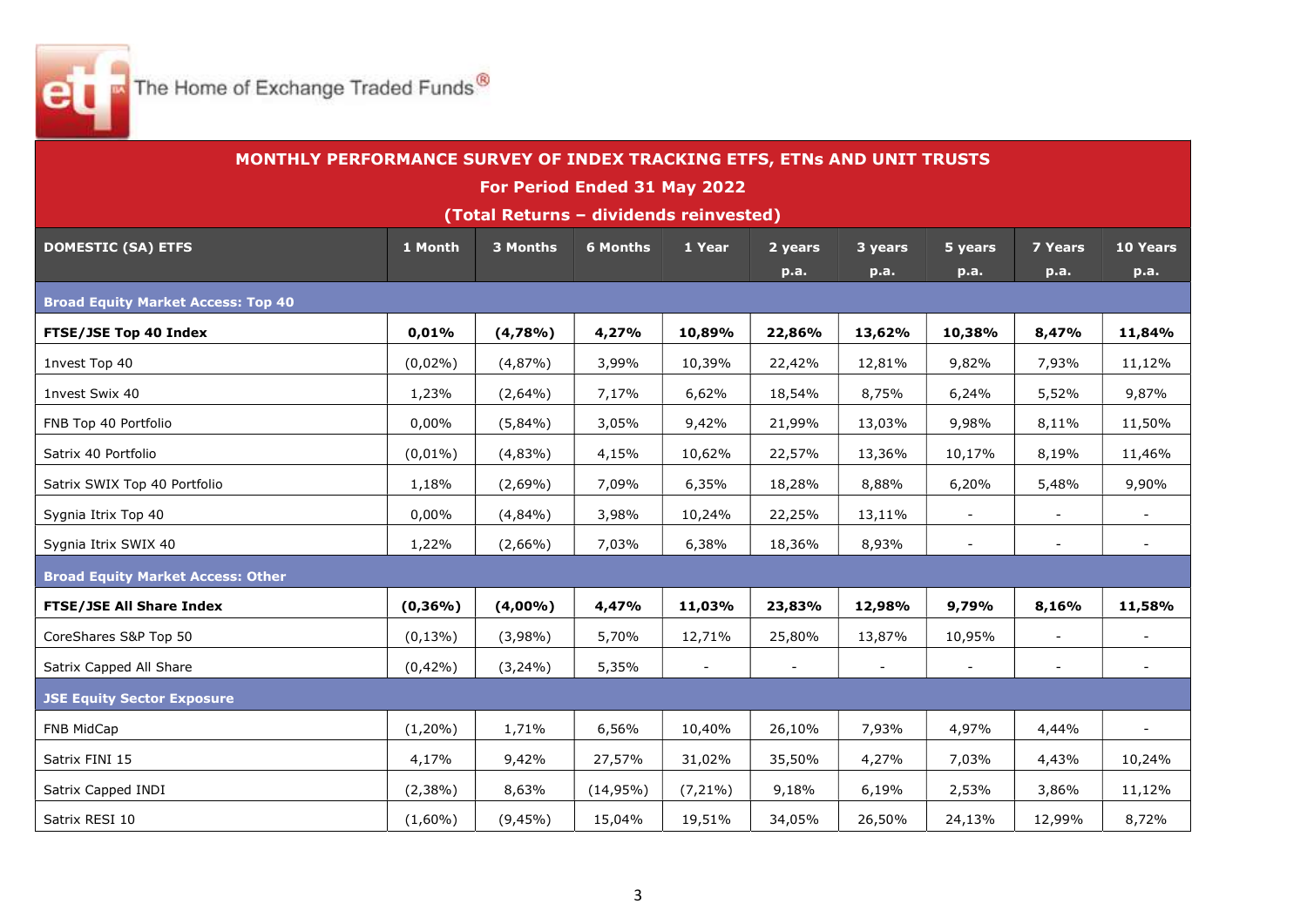The Home of Exchange Traded Funds®

## MONTHLY PERFORMANCE SURVEY OF INDEX TRACKING ETFS, ETNs AND UNIT TRUSTS

**For Period Ended 31 May 2022**

**(Total Returns – dividends reinvested)**

| DOMESTIC (SA) ETFS | 1 Month | 3 Months | 6 Months | 1 Year | 2 years p.a. | 3 years p.a. | 5 years p.a. | 7 Years p.a. | 10 Years p.a. |
|---|---|---|---|---|---|---|---|---|---|
| **Broad Equity Market Access: Top 40** | | | | | | | | | |
| **FTSE/JSE Top 40 Index** | **0,01%** | **(4,78%)** | **4,27%** | **10,89%** | **22,86%** | **13,62%** | **10,38%** | **8,47%** | **11,84%** |
| 1nvest Top 40 | (0,02%) | (4,87%) | 3,99% | 10,39% | 22,42% | 12,81% | 9,82% | 7,93% | 11,12% |
| 1nvest Swix 40 | 1,23% | (2,64%) | 7,17% | 6,62% | 18,54% | 8,75% | 6,24% | 5,52% | 9,87% |
| FNB Top 40 Portfolio | 0,00% | (5,84%) | 3,05% | 9,42% | 21,99% | 13,03% | 9,98% | 8,11% | 11,50% |
| Satrix 40 Portfolio | (0,01%) | (4,83%) | 4,15% | 10,62% | 22,57% | 13,36% | 10,17% | 8,19% | 11,46% |
| Satrix SWIX Top 40 Portfolio | 1,18% | (2,69%) | 7,09% | 6,35% | 18,28% | 8,88% | 6,20% | 5,48% | 9,90% |
| Sygnia Itrix Top 40 | 0,00% | (4,84%) | 3,98% | 10,24% | 22,25% | 13,11% | - | - | - |
| Sygnia Itrix SWIX 40 | 1,22% | (2,66%) | 7,03% | 6,38% | 18,36% | 8,93% | - | - | - |
| **Broad Equity Market Access: Other** | | | | | | | | | |
| **FTSE/JSE All Share Index** | **(0,36%)** | **(4,00%)** | **4,47%** | **11,03%** | **23,83%** | **12,98%** | **9,79%** | **8,16%** | **11,58%** |
| CoreShares S&P Top 50 | (0,13%) | (3,98%) | 5,70% | 12,71% | 25,80% | 13,87% | 10,95% | - | - |
| Satrix Capped All Share | (0,42%) | (3,24%) | 5,35% | - | - | - | - | - | - |
| **JSE Equity Sector Exposure** | | | | | | | | | |
| FNB MidCap | (1,20%) | 1,71% | 6,56% | 10,40% | 26,10% | 7,93% | 4,97% | 4,44% | - |
| Satrix FINI 15 | 4,17% | 9,42% | 27,57% | 31,02% | 35,50% | 4,27% | 7,03% | 4,43% | 10,24% |
| Satrix Capped INDI | (2,38%) | 8,63% | (14,95%) | (7,21%) | 9,18% | 6,19% | 2,53% | 3,86% | 11,12% |
| Satrix RESI 10 | (1,60%) | (9,45%) | 15,04% | 19,51% | 34,05% | 26,50% | 24,13% | 12,99% | 8,72% |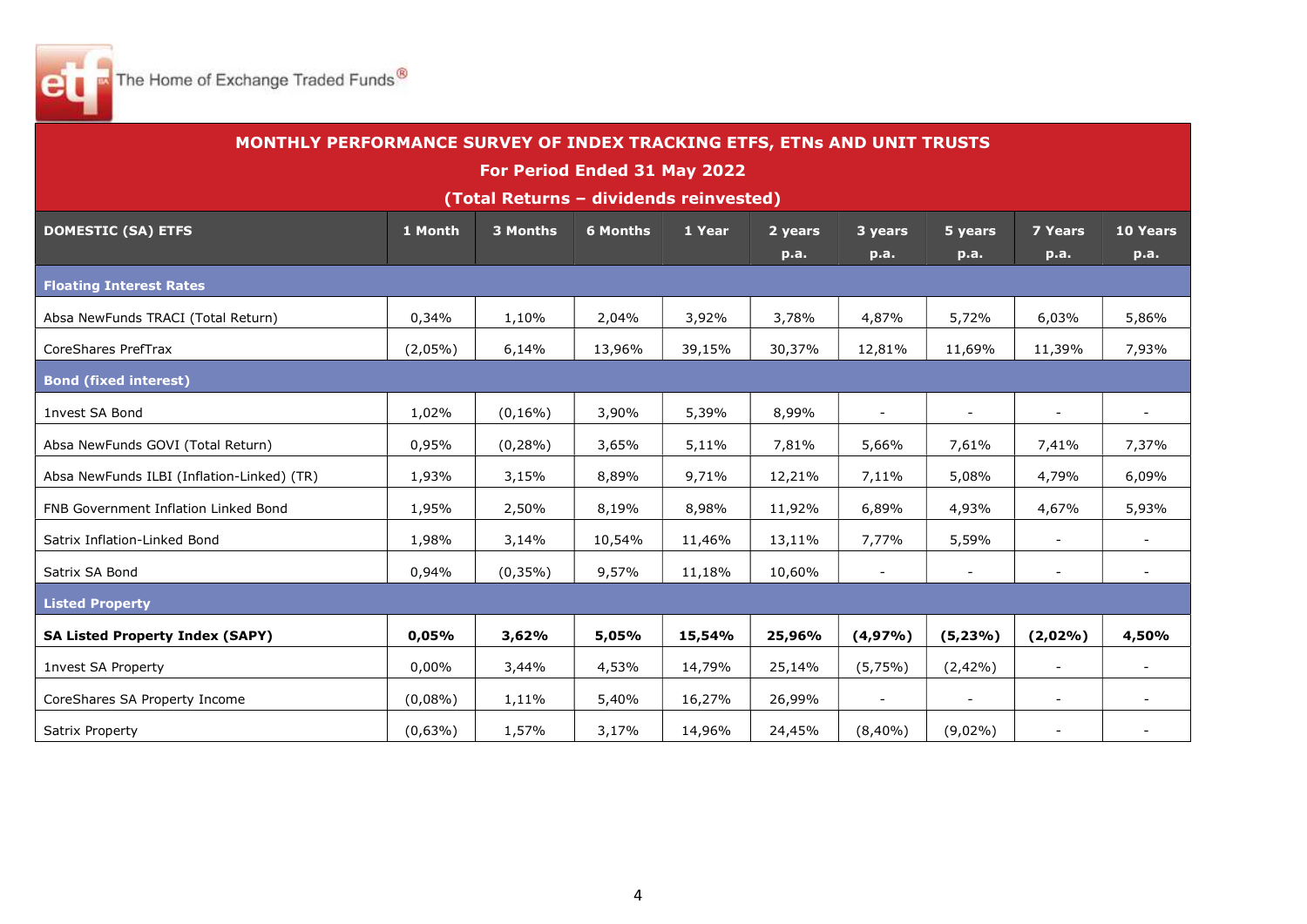The Home of Exchange Traded Funds®

## MONTHLY PERFORMANCE SURVEY OF INDEX TRACKING ETFS, ETNs AND UNIT TRUSTS

**For Period Ended 31 May 2022**

**(Total Returns – dividends reinvested)**

| DOMESTIC (SA) ETFS | 1 Month | 3 Months | 6 Months | 1 Year | 2 years p.a. | 3 years p.a. | 5 years p.a. | 7 Years p.a. | 10 Years p.a. |
|---|---|---|---|---|---|---|---|---|---|
| **Floating Interest Rates** | | | | | | | | | |
| Absa NewFunds TRACI (Total Return) | 0,34% | 1,10% | 2,04% | 3,92% | 3,78% | 4,87% | 5,72% | 6,03% | 5,86% |
| CoreShares PrefTrax | (2,05%) | 6,14% | 13,96% | 39,15% | 30,37% | 12,81% | 11,69% | 11,39% | 7,93% |
| **Bond (fixed interest)** | | | | | | | | | |
| 1nvest SA Bond | 1,02% | (0,16%) | 3,90% | 5,39% | 8,99% | - | - | - | - |
| Absa NewFunds GOVI (Total Return) | 0,95% | (0,28%) | 3,65% | 5,11% | 7,81% | 5,66% | 7,61% | 7,41% | 7,37% |
| Absa NewFunds ILBI (Inflation-Linked) (TR) | 1,93% | 3,15% | 8,89% | 9,71% | 12,21% | 7,11% | 5,08% | 4,79% | 6,09% |
| FNB Government Inflation Linked Bond | 1,95% | 2,50% | 8,19% | 8,98% | 11,92% | 6,89% | 4,93% | 4,67% | 5,93% |
| Satrix Inflation-Linked Bond | 1,98% | 3,14% | 10,54% | 11,46% | 13,11% | 7,77% | 5,59% | - | - |
| Satrix SA Bond | 0,94% | (0,35%) | 9,57% | 11,18% | 10,60% | - | - | - | - |
| **Listed Property** | | | | | | | | | |
| **SA Listed Property Index (SAPY)** | **0,05%** | **3,62%** | **5,05%** | **15,54%** | **25,96%** | **(4,97%)** | **(5,23%)** | **(2,02%)** | **4,50%** |
| 1nvest SA Property | 0,00% | 3,44% | 4,53% | 14,79% | 25,14% | (5,75%) | (2,42%) | - | - |
| CoreShares SA Property Income | (0,08%) | 1,11% | 5,40% | 16,27% | 26,99% | - | - | - | - |
| Satrix Property | (0,63%) | 1,57% | 3,17% | 14,96% | 24,45% | (8,40%) | (9,02%) | - | - |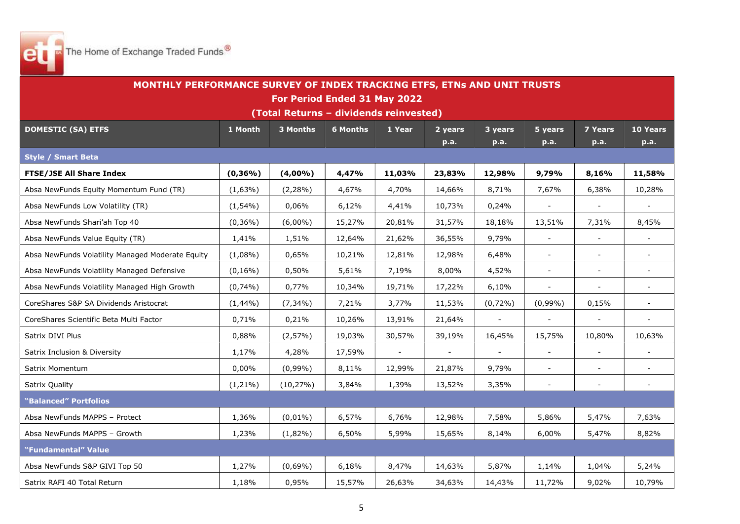The Home of Exchange Traded Funds®

## MONTHLY PERFORMANCE SURVEY OF INDEX TRACKING ETFS, ETNs AND UNIT TRUSTS

**For Period Ended 31 May 2022**

**(Total Returns – dividends reinvested)**

| DOMESTIC (SA) ETFS | 1 Month | 3 Months | 6 Months | 1 Year | 2 years p.a. | 3 years p.a. | 5 years p.a. | 7 Years p.a. | 10 Years p.a. |
|---|---|---|---|---|---|---|---|---|---|
| **Style / Smart Beta** | | | | | | | | | |
| **FTSE/JSE All Share Index** | **(0,36%)** | **(4,00%)** | **4,47%** | **11,03%** | **23,83%** | **12,98%** | **9,79%** | **8,16%** | **11,58%** |
| Absa NewFunds Equity Momentum Fund (TR) | (1,63%) | (2,28%) | 4,67% | 4,70% | 14,66% | 8,71% | 7,67% | 6,38% | 10,28% |
| Absa NewFunds Low Volatility (TR) | (1,54%) | 0,06% | 6,12% | 4,41% | 10,73% | 0,24% | - | - | - |
| Absa NewFunds Shari'ah Top 40 | (0,36%) | (6,00%) | 15,27% | 20,81% | 31,57% | 18,18% | 13,51% | 7,31% | 8,45% |
| Absa NewFunds Value Equity (TR) | 1,41% | 1,51% | 12,64% | 21,62% | 36,55% | 9,79% | - | - | - |
| Absa NewFunds Volatility Managed Moderate Equity | (1,08%) | 0,65% | 10,21% | 12,81% | 12,98% | 6,48% | - | - | - |
| Absa NewFunds Volatility Managed Defensive | (0,16%) | 0,50% | 5,61% | 7,19% | 8,00% | 4,52% | - | - | - |
| Absa NewFunds Volatility Managed High Growth | (0,74%) | 0,77% | 10,34% | 19,71% | 17,22% | 6,10% | - | - | - |
| CoreShares S&P SA Dividends Aristocrat | (1,44%) | (7,34%) | 7,21% | 3,77% | 11,53% | (0,72%) | (0,99%) | 0,15% | - |
| CoreShares Scientific Beta Multi Factor | 0,71% | 0,21% | 10,26% | 13,91% | 21,64% | - | - | - | - |
| Satrix DIVI Plus | 0,88% | (2,57%) | 19,03% | 30,57% | 39,19% | 16,45% | 15,75% | 10,80% | 10,63% |
| Satrix Inclusion & Diversity | 1,17% | 4,28% | 17,59% | - | - | - | - | - | - |
| Satrix Momentum | 0,00% | (0,99%) | 8,11% | 12,99% | 21,87% | 9,79% | - | - | - |
| Satrix Quality | (1,21%) | (10,27%) | 3,84% | 1,39% | 13,52% | 3,35% | - | - | - |
| **"Balanced" Portfolios** | | | | | | | | | |
| Absa NewFunds MAPPS – Protect | 1,36% | (0,01%) | 6,57% | 6,76% | 12,98% | 7,58% | 5,86% | 5,47% | 7,63% |
| Absa NewFunds MAPPS – Growth | 1,23% | (1,82%) | 6,50% | 5,99% | 15,65% | 8,14% | 6,00% | 5,47% | 8,82% |
| **"Fundamental" Value** | | | | | | | | | |
| Absa NewFunds S&P GIVI Top 50 | 1,27% | (0,69%) | 6,18% | 8,47% | 14,63% | 5,87% | 1,14% | 1,04% | 5,24% |
| Satrix RAFI 40 Total Return | 1,18% | 0,95% | 15,57% | 26,63% | 34,63% | 14,43% | 11,72% | 9,02% | 10,79% |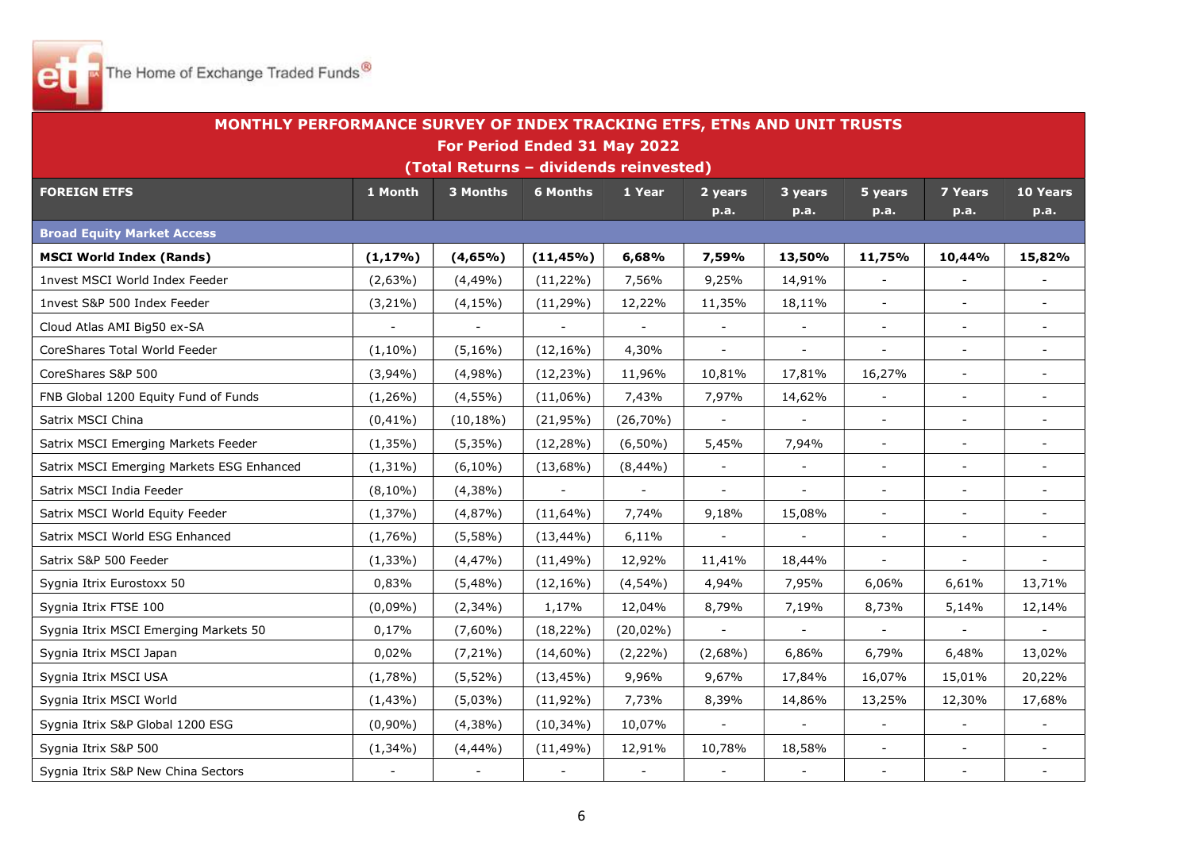The Home of Exchange Traded Funds®

## MONTHLY PERFORMANCE SURVEY OF INDEX TRACKING ETFS, ETNs AND UNIT TRUSTS

**For Period Ended 31 May 2022**

**(Total Returns – dividends reinvested)**

| FOREIGN ETFS | 1 Month | 3 Months | 6 Months | 1 Year | 2 years p.a. | 3 years p.a. | 5 years p.a. | 7 Years p.a. | 10 Years p.a. |
|---|---|---|---|---|---|---|---|---|---|
| **Broad Equity Market Access** | | | | | | | | | |
| **MSCI World Index (Rands)** | **(1,17%)** | **(4,65%)** | **(11,45%)** | **6,68%** | **7,59%** | **13,50%** | **11,75%** | **10,44%** | **15,82%** |
| 1nvest MSCI World Index Feeder | (2,63%) | (4,49%) | (11,22%) | 7,56% | 9,25% | 14,91% | - | - | - |
| 1nvest S&P 500 Index Feeder | (3,21%) | (4,15%) | (11,29%) | 12,22% | 11,35% | 18,11% | - | - | - |
| Cloud Atlas AMI Big50 ex-SA | - | - | - | - | - | - | - | - | - |
| CoreShares Total World Feeder | (1,10%) | (5,16%) | (12,16%) | 4,30% | - | - | - | - | - |
| CoreShares S&P 500 | (3,94%) | (4,98%) | (12,23%) | 11,96% | 10,81% | 17,81% | 16,27% | - | - |
| FNB Global 1200 Equity Fund of Funds | (1,26%) | (4,55%) | (11,06%) | 7,43% | 7,97% | 14,62% | - | - | - |
| Satrix MSCI China | (0,41%) | (10,18%) | (21,95%) | (26,70%) | - | - | - | - | - |
| Satrix MSCI Emerging Markets Feeder | (1,35%) | (5,35%) | (12,28%) | (6,50%) | 5,45% | 7,94% | - | - | - |
| Satrix MSCI Emerging Markets ESG Enhanced | (1,31%) | (6,10%) | (13,68%) | (8,44%) | - | - | - | - | - |
| Satrix MSCI India Feeder | (8,10%) | (4,38%) | - | - | - | - | - | - | - |
| Satrix MSCI World Equity Feeder | (1,37%) | (4,87%) | (11,64%) | 7,74% | 9,18% | 15,08% | - | - | - |
| Satrix MSCI World ESG Enhanced | (1,76%) | (5,58%) | (13,44%) | 6,11% | - | - | - | - | - |
| Satrix S&P 500 Feeder | (1,33%) | (4,47%) | (11,49%) | 12,92% | 11,41% | 18,44% | - | - | - |
| Sygnia Itrix Eurostoxx 50 | 0,83% | (5,48%) | (12,16%) | (4,54%) | 4,94% | 7,95% | 6,06% | 6,61% | 13,71% |
| Sygnia Itrix FTSE 100 | (0,09%) | (2,34%) | 1,17% | 12,04% | 8,79% | 7,19% | 8,73% | 5,14% | 12,14% |
| Sygnia Itrix MSCI Emerging Markets 50 | 0,17% | (7,60%) | (18,22%) | (20,02%) | - | - | - | - | - |
| Sygnia Itrix MSCI Japan | 0,02% | (7,21%) | (14,60%) | (2,22%) | (2,68%) | 6,86% | 6,79% | 6,48% | 13,02% |
| Sygnia Itrix MSCI USA | (1,78%) | (5,52%) | (13,45%) | 9,96% | 9,67% | 17,84% | 16,07% | 15,01% | 20,22% |
| Sygnia Itrix MSCI World | (1,43%) | (5,03%) | (11,92%) | 7,73% | 8,39% | 14,86% | 13,25% | 12,30% | 17,68% |
| Sygnia Itrix S&P Global 1200 ESG | (0,90%) | (4,38%) | (10,34%) | 10,07% | - | - | - | - | - |
| Sygnia Itrix S&P 500 | (1,34%) | (4,44%) | (11,49%) | 12,91% | 10,78% | 18,58% | - | - | - |
| Sygnia Itrix S&P New China Sectors | - | - | - | - | - | - | - | - | - |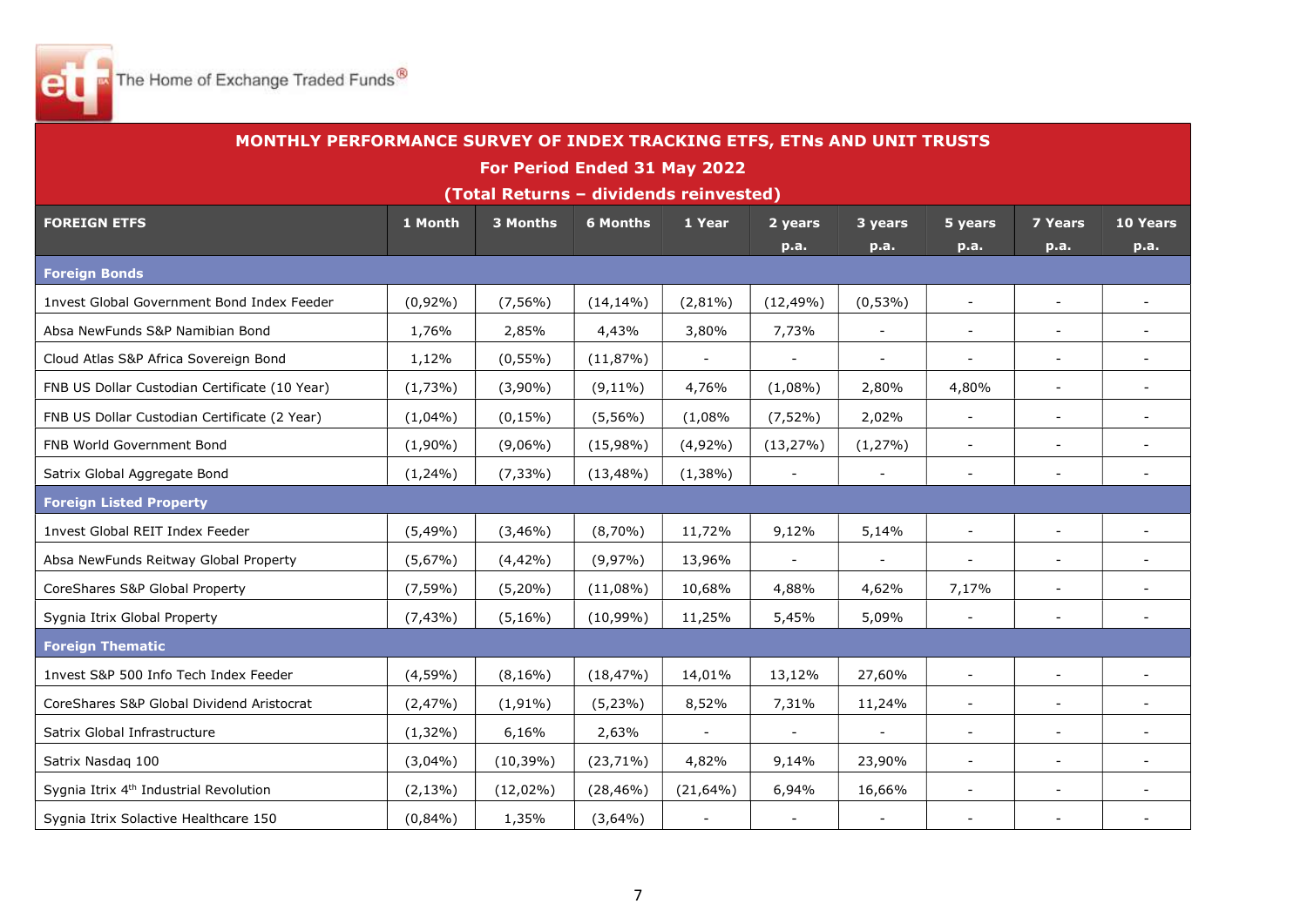The Home of Exchange Traded Funds®

## MONTHLY PERFORMANCE SURVEY OF INDEX TRACKING ETFS, ETNs AND UNIT TRUSTS

**For Period Ended 31 May 2022**

**(Total Returns – dividends reinvested)**

| FOREIGN ETFS | 1 Month | 3 Months | 6 Months | 1 Year | 2 years p.a. | 3 years p.a. | 5 years p.a. | 7 Years p.a. | 10 Years p.a. |
|---|---|---|---|---|---|---|---|---|---|
| **Foreign Bonds** | | | | | | | | | |
| 1nvest Global Government Bond Index Feeder | (0,92%) | (7,56%) | (14,14%) | (2,81%) | (12,49%) | (0,53%) | - | - | - |
| Absa NewFunds S&P Namibian Bond | 1,76% | 2,85% | 4,43% | 3,80% | 7,73% | - | - | - | - |
| Cloud Atlas S&P Africa Sovereign Bond | 1,12% | (0,55%) | (11,87%) | - | - | - | - | - | - |
| FNB US Dollar Custodian Certificate (10 Year) | (1,73%) | (3,90%) | (9,11%) | 4,76% | (1,08%) | 2,80% | 4,80% | - | - |
| FNB US Dollar Custodian Certificate (2 Year) | (1,04%) | (0,15%) | (5,56%) | (1,08% | (7,52%) | 2,02% | - | - | - |
| FNB World Government Bond | (1,90%) | (9,06%) | (15,98%) | (4,92%) | (13,27%) | (1,27%) | - | - | - |
| Satrix Global Aggregate Bond | (1,24%) | (7,33%) | (13,48%) | (1,38%) | - | - | - | - | - |
| **Foreign Listed Property** | | | | | | | | | |
| 1nvest Global REIT Index Feeder | (5,49%) | (3,46%) | (8,70%) | 11,72% | 9,12% | 5,14% | - | - | - |
| Absa NewFunds Reitway Global Property | (5,67%) | (4,42%) | (9,97%) | 13,96% | - | - | - | - | - |
| CoreShares S&P Global Property | (7,59%) | (5,20%) | (11,08%) | 10,68% | 4,88% | 4,62% | 7,17% | - | - |
| Sygnia Itrix Global Property | (7,43%) | (5,16%) | (10,99%) | 11,25% | 5,45% | 5,09% | - | - | - |
| **Foreign Thematic** | | | | | | | | | |
| 1nvest S&P 500 Info Tech Index Feeder | (4,59%) | (8,16%) | (18,47%) | 14,01% | 13,12% | 27,60% | - | - | - |
| CoreShares S&P Global Dividend Aristocrat | (2,47%) | (1,91%) | (5,23%) | 8,52% | 7,31% | 11,24% | - | - | - |
| Satrix Global Infrastructure | (1,32%) | 6,16% | 2,63% | - | - | - | - | - | - |
| Satrix Nasdaq 100 | (3,04%) | (10,39%) | (23,71%) | 4,82% | 9,14% | 23,90% | - | - | - |
| Sygnia Itrix 4th Industrial Revolution | (2,13%) | (12,02%) | (28,46%) | (21,64%) | 6,94% | 16,66% | - | - | - |
| Sygnia Itrix Solactive Healthcare 150 | (0,84%) | 1,35% | (3,64%) | - | - | - | - | - | - |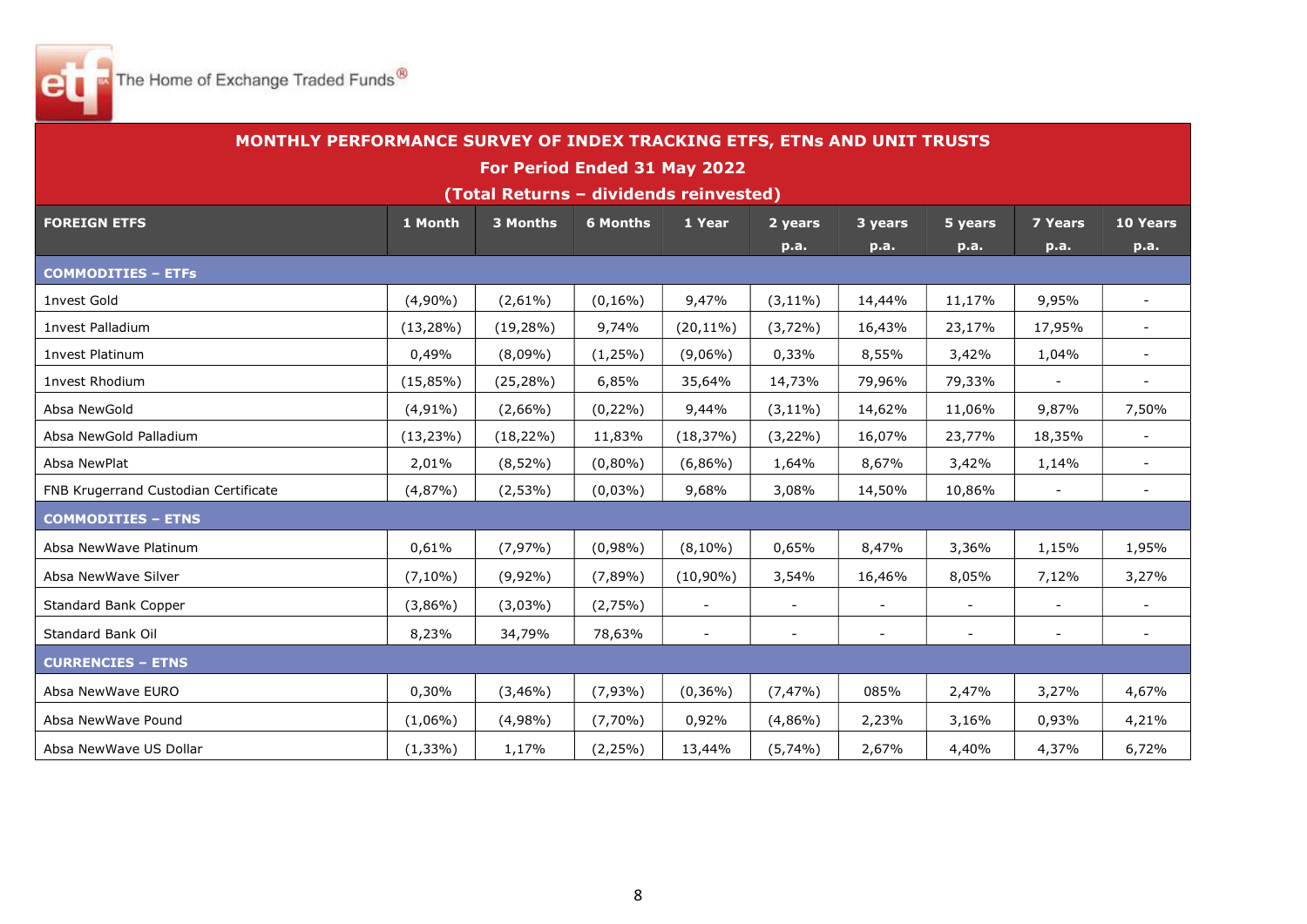The Home of Exchange Traded Funds®

## MONTHLY PERFORMANCE SURVEY OF INDEX TRACKING ETFS, ETNs AND UNIT TRUSTS

**For Period Ended 31 May 2022**

**(Total Returns – dividends reinvested)**

| FOREIGN ETFS | 1 Month | 3 Months | 6 Months | 1 Year | 2 years p.a. | 3 years p.a. | 5 years p.a. | 7 Years p.a. | 10 Years p.a. |
|---|---|---|---|---|---|---|---|---|---|
| **COMMODITIES – ETFs** | | | | | | | | | |
| 1nvest Gold | (4,90%) | (2,61%) | (0,16%) | 9,47% | (3,11%) | 14,44% | 11,17% | 9,95% | - |
| 1nvest Palladium | (13,28%) | (19,28%) | 9,74% | (20,11%) | (3,72%) | 16,43% | 23,17% | 17,95% | - |
| 1nvest Platinum | 0,49% | (8,09%) | (1,25%) | (9,06%) | 0,33% | 8,55% | 3,42% | 1,04% | - |
| 1nvest Rhodium | (15,85%) | (25,28%) | 6,85% | 35,64% | 14,73% | 79,96% | 79,33% | - | - |
| Absa NewGold | (4,91%) | (2,66%) | (0,22%) | 9,44% | (3,11%) | 14,62% | 11,06% | 9,87% | 7,50% |
| Absa NewGold Palladium | (13,23%) | (18,22%) | 11,83% | (18,37%) | (3,22%) | 16,07% | 23,77% | 18,35% | - |
| Absa NewPlat | 2,01% | (8,52%) | (0,80%) | (6,86%) | 1,64% | 8,67% | 3,42% | 1,14% | - |
| FNB Krugerrand Custodian Certificate | (4,87%) | (2,53%) | (0,03%) | 9,68% | 3,08% | 14,50% | 10,86% | - | - |
| **COMMODITIES – ETNS** | | | | | | | | | |
| Absa NewWave Platinum | 0,61% | (7,97%) | (0,98%) | (8,10%) | 0,65% | 8,47% | 3,36% | 1,15% | 1,95% |
| Absa NewWave Silver | (7,10%) | (9,92%) | (7,89%) | (10,90%) | 3,54% | 16,46% | 8,05% | 7,12% | 3,27% |
| Standard Bank Copper | (3,86%) | (3,03%) | (2,75%) | - | - | - | - | - | - |
| Standard Bank Oil | 8,23% | 34,79% | 78,63% | - | - | - | - | - | - |
| **CURRENCIES – ETNS** | | | | | | | | | |
| Absa NewWave EURO | 0,30% | (3,46%) | (7,93%) | (0,36%) | (7,47%) | 085% | 2,47% | 3,27% | 4,67% |
| Absa NewWave Pound | (1,06%) | (4,98%) | (7,70%) | 0,92% | (4,86%) | 2,23% | 3,16% | 0,93% | 4,21% |
| Absa NewWave US Dollar | (1,33%) | 1,17% | (2,25%) | 13,44% | (5,74%) | 2,67% | 4,40% | 4,37% | 6,72% |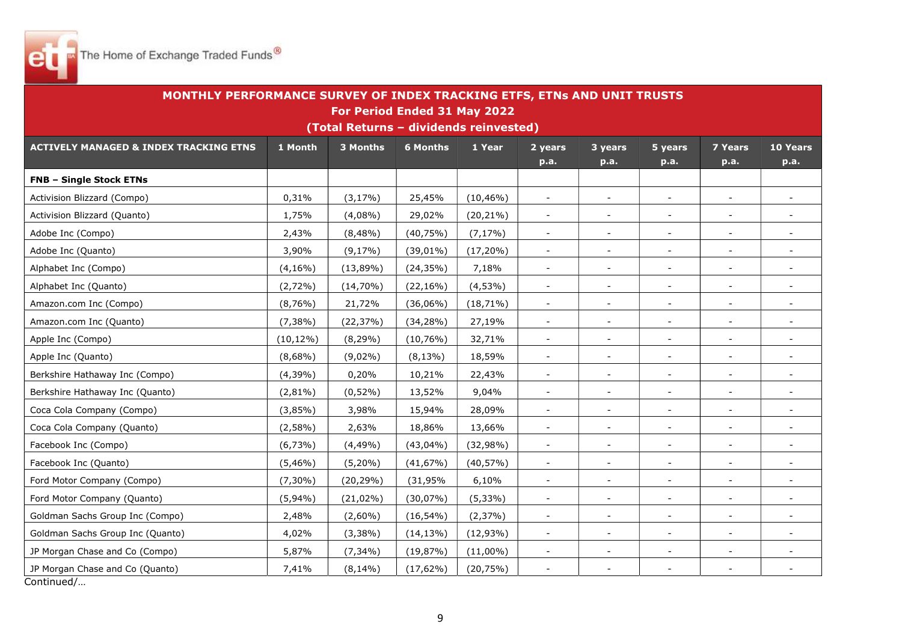The Home of Exchange Traded Funds®

## MONTHLY PERFORMANCE SURVEY OF INDEX TRACKING ETFS, ETNs AND UNIT TRUSTS
### For Period Ended 31 May 2022
### (Total Returns – dividends reinvested)

| ACTIVELY MANAGED & INDEX TRACKING ETNS | 1 Month | 3 Months | 6 Months | 1 Year | 2 years p.a. | 3 years p.a. | 5 years p.a. | 7 Years p.a. | 10 Years p.a. |
|---|---|---|---|---|---|---|---|---|---|
| **FNB – Single Stock ETNs** | | | | | | | | | |
| Activision Blizzard (Compo) | 0,31% | (3,17%) | 25,45% | (10,46%) | - | - | - | - | - |
| Activision Blizzard (Quanto) | 1,75% | (4,08%) | 29,02% | (20,21%) | - | - | - | - | - |
| Adobe Inc (Compo) | 2,43% | (8,48%) | (40,75%) | (7,17%) | - | - | - | - | - |
| Adobe Inc (Quanto) | 3,90% | (9,17%) | (39,01%) | (17,20%) | - | - | - | - | - |
| Alphabet Inc (Compo) | (4,16%) | (13,89%) | (24,35%) | 7,18% | - | - | - | - | - |
| Alphabet Inc (Quanto) | (2,72%) | (14,70%) | (22,16%) | (4,53%) | - | - | - | - | - |
| Amazon.com Inc (Compo) | (8,76%) | 21,72% | (36,06%) | (18,71%) | - | - | - | - | - |
| Amazon.com Inc (Quanto) | (7,38%) | (22,37%) | (34,28%) | 27,19% | - | - | - | - | - |
| Apple Inc (Compo) | (10,12%) | (8,29%) | (10,76%) | 32,71% | - | - | - | - | - |
| Apple Inc (Quanto) | (8,68%) | (9,02%) | (8,13%) | 18,59% | - | - | - | - | - |
| Berkshire Hathaway Inc (Compo) | (4,39%) | 0,20% | 10,21% | 22,43% | - | - | - | - | - |
| Berkshire Hathaway Inc (Quanto) | (2,81%) | (0,52%) | 13,52% | 9,04% | - | - | - | - | - |
| Coca Cola Company (Compo) | (3,85%) | 3,98% | 15,94% | 28,09% | - | - | - | - | - |
| Coca Cola Company (Quanto) | (2,58%) | 2,63% | 18,86% | 13,66% | - | - | - | - | - |
| Facebook Inc (Compo) | (6,73%) | (4,49%) | (43,04%) | (32,98%) | - | - | - | - | - |
| Facebook Inc (Quanto) | (5,46%) | (5,20%) | (41,67%) | (40,57%) | - | - | - | - | - |
| Ford Motor Company (Compo) | (7,30%) | (20,29%) | (31,95% | 6,10% | - | - | - | - | - |
| Ford Motor Company (Quanto) | (5,94%) | (21,02%) | (30,07%) | (5,33%) | - | - | - | - | - |
| Goldman Sachs Group Inc (Compo) | 2,48% | (2,60%) | (16,54%) | (2,37%) | - | - | - | - | - |
| Goldman Sachs Group Inc (Quanto) | 4,02% | (3,38%) | (14,13%) | (12,93%) | - | - | - | - | - |
| JP Morgan Chase and Co (Compo) | 5,87% | (7,34%) | (19,87%) | (11,00%) | - | - | - | - | - |
| JP Morgan Chase and Co (Quanto) | 7,41% | (8,14%) | (17,62%) | (20,75%) | - | - | - | - | - |

Continued/…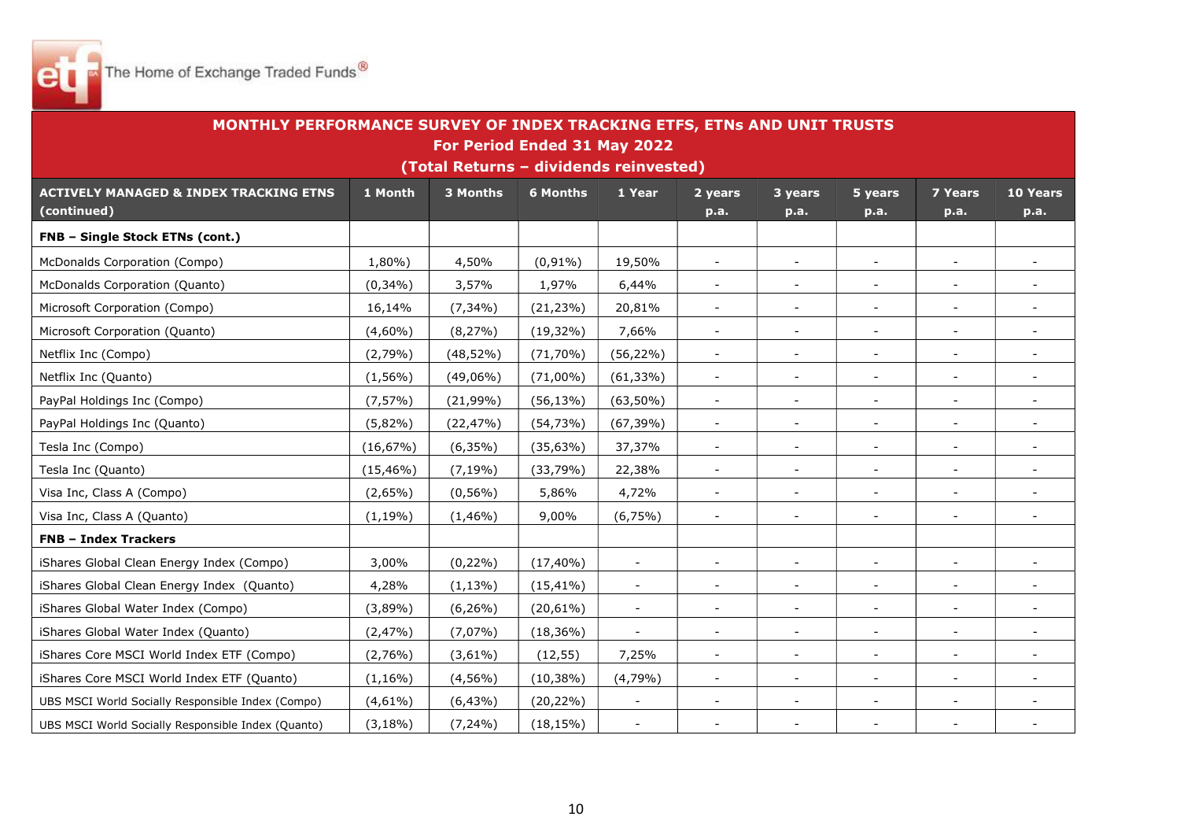## MONTHLY PERFORMANCE SURVEY OF INDEX TRACKING ETFS, ETNs AND UNIT TRUSTS

**For Period Ended 31 May 2022**

**(Total Returns – dividends reinvested)**

| ACTIVELY MANAGED & INDEX TRACKING ETNS (continued) | 1 Month | 3 Months | 6 Months | 1 Year | 2 years p.a. | 3 years p.a. | 5 years p.a. | 7 Years p.a. | 10 Years p.a. |
|---|---|---|---|---|---|---|---|---|---|
| **FNB – Single Stock ETNs (cont.)** | | | | | | | | | |
| McDonalds Corporation (Compo) | 1,80%) | 4,50% | (0,91%) | 19,50% | - | - | - | - | - |
| McDonalds Corporation (Quanto) | (0,34%) | 3,57% | 1,97% | 6,44% | - | - | - | - | - |
| Microsoft Corporation (Compo) | 16,14% | (7,34%) | (21,23%) | 20,81% | - | - | - | - | - |
| Microsoft Corporation (Quanto) | (4,60%) | (8,27%) | (19,32%) | 7,66% | - | - | - | - | - |
| Netflix Inc (Compo) | (2,79%) | (48,52%) | (71,70%) | (56,22%) | - | - | - | - | - |
| Netflix Inc (Quanto) | (1,56%) | (49,06%) | (71,00%) | (61,33%) | - | - | - | - | - |
| PayPal Holdings Inc (Compo) | (7,57%) | (21,99%) | (56,13%) | (63,50%) | - | - | - | - | - |
| PayPal Holdings Inc (Quanto) | (5,82%) | (22,47%) | (54,73%) | (67,39%) | - | - | - | - | - |
| Tesla Inc (Compo) | (16,67%) | (6,35%) | (35,63%) | 37,37% | - | - | - | - | - |
| Tesla Inc (Quanto) | (15,46%) | (7,19%) | (33,79%) | 22,38% | - | - | - | - | - |
| Visa Inc, Class A (Compo) | (2,65%) | (0,56%) | 5,86% | 4,72% | - | - | - | - | - |
| Visa Inc, Class A (Quanto) | (1,19%) | (1,46%) | 9,00% | (6,75%) | - | - | - | - | - |
| **FNB – Index Trackers** | | | | | | | | | |
| iShares Global Clean Energy Index (Compo) | 3,00% | (0,22%) | (17,40%) | - | - | - | - | - | - |
| iShares Global Clean Energy Index (Quanto) | 4,28% | (1,13%) | (15,41%) | - | - | - | - | - | - |
| iShares Global Water Index (Compo) | (3,89%) | (6,26%) | (20,61%) | - | - | - | - | - | - |
| iShares Global Water Index (Quanto) | (2,47%) | (7,07%) | (18,36%) | - | - | - | - | - | - |
| iShares Core MSCI World Index ETF (Compo) | (2,76%) | (3,61%) | (12,55) | 7,25% | - | - | - | - | - |
| iShares Core MSCI World Index ETF (Quanto) | (1,16%) | (4,56%) | (10,38%) | (4,79%) | - | - | - | - | - |
| UBS MSCI World Socially Responsible Index (Compo) | (4,61%) | (6,43%) | (20,22%) | - | - | - | - | - | - |
| UBS MSCI World Socially Responsible Index (Quanto) | (3,18%) | (7,24%) | (18,15%) | - | - | - | - | - | - |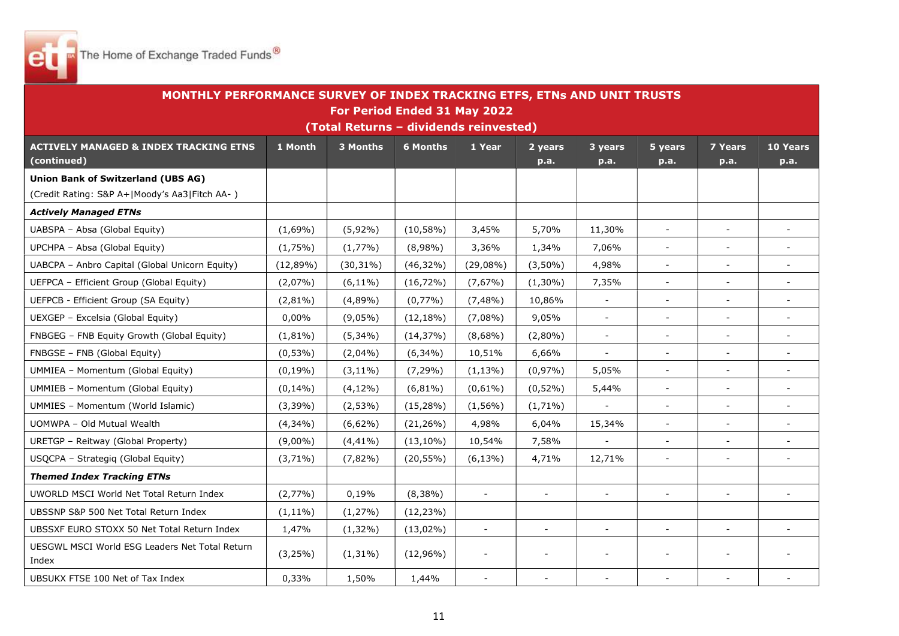The Home of Exchange Traded Funds®

## MONTHLY PERFORMANCE SURVEY OF INDEX TRACKING ETFS, ETNs AND UNIT TRUSTS
## For Period Ended 31 May 2022
## (Total Returns – dividends reinvested)

| ACTIVELY MANAGED & INDEX TRACKING ETNS (continued) | 1 Month | 3 Months | 6 Months | 1 Year | 2 years p.a. | 3 years p.a. | 5 years p.a. | 7 Years p.a. | 10 Years p.a. |
|---|---|---|---|---|---|---|---|---|---|
| **Union Bank of Switzerland (UBS AG)** (Credit Rating: S&P A+\|Moody's Aa3\|Fitch AA- ) | | | | | | | | | |
| ***Actively Managed ETNs*** | | | | | | | | | |
| UABSPA – Absa (Global Equity) | (1,69%) | (5,92%) | (10,58%) | 3,45% | 5,70% | 11,30% | - | - | - |
| UPCHPA – Absa (Global Equity) | (1,75%) | (1,77%) | (8,98%) | 3,36% | 1,34% | 7,06% | - | - | - |
| UABCPA – Anbro Capital (Global Unicorn Equity) | (12,89%) | (30,31%) | (46,32%) | (29,08%) | (3,50%) | 4,98% | - | - | - |
| UEFPCA – Efficient Group (Global Equity) | (2,07%) | (6,11%) | (16,72%) | (7,67%) | (1,30%) | 7,35% | - | - | - |
| UEFPCB - Efficient Group (SA Equity) | (2,81%) | (4,89%) | (0,77%) | (7,48%) | 10,86% | - | - | - | - |
| UEXGEP – Excelsia (Global Equity) | 0,00% | (9,05%) | (12,18%) | (7,08%) | 9,05% | - | - | - | - |
| FNBGEG – FNB Equity Growth (Global Equity) | (1,81%) | (5,34%) | (14,37%) | (8,68%) | (2,80%) | - | - | - | - |
| FNBGSE – FNB (Global Equity) | (0,53%) | (2,04%) | (6,34%) | 10,51% | 6,66% | - | - | - | - |
| UMMIEA – Momentum (Global Equity) | (0,19%) | (3,11%) | (7,29%) | (1,13%) | (0,97%) | 5,05% | - | - | - |
| UMMIEB – Momentum (Global Equity) | (0,14%) | (4,12%) | (6,81%) | (0,61%) | (0,52%) | 5,44% | - | - | - |
| UMMIES – Momentum (World Islamic) | (3,39%) | (2,53%) | (15,28%) | (1,56%) | (1,71%) | - | - | - | - |
| UOMWPA – Old Mutual Wealth | (4,34%) | (6,62%) | (21,26%) | 4,98% | 6,04% | 15,34% | - | - | - |
| URETGP – Reitway (Global Property) | (9,00%) | (4,41%) | (13,10%) | 10,54% | 7,58% | - | - | - | - |
| USQCPA – Strategiq (Global Equity) | (3,71%) | (7,82%) | (20,55%) | (6,13%) | 4,71% | 12,71% | - | - | - |
| ***Themed Index Tracking ETNs*** | | | | | | | | | |
| UWORLD MSCI World Net Total Return Index | (2,77%) | 0,19% | (8,38%) | - | - | - | - | - | - |
| UBSSNP S&P 500 Net Total Return Index | (1,11%) | (1,27%) | (12,23%) | | | | | | |
| UBSSXF EURO STOXX 50 Net Total Return Index | 1,47% | (1,32%) | (13,02%) | - | - | - | - | - | - |
| UESGWL MSCI World ESG Leaders Net Total Return Index | (3,25%) | (1,31%) | (12,96%) | - | - | - | - | - | - |
| UBSUKX FTSE 100 Net of Tax Index | 0,33% | 1,50% | 1,44% | - | - | - | - | - | - |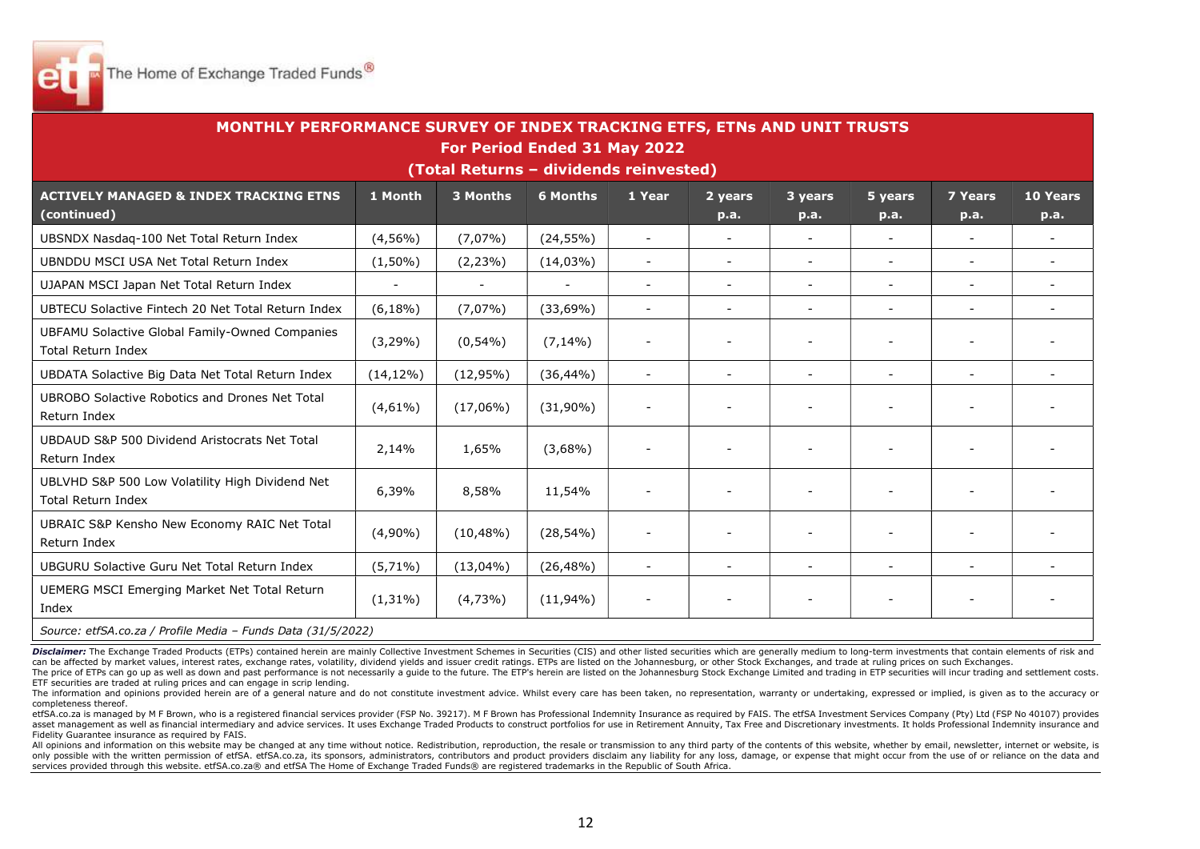The Home of Exchange Traded Funds®

## MONTHLY PERFORMANCE SURVEY OF INDEX TRACKING ETFS, ETNs AND UNIT TRUSTS
### For Period Ended 31 May 2022
### (Total Returns – dividends reinvested)

| ACTIVELY MANAGED & INDEX TRACKING ETNS (continued) | 1 Month | 3 Months | 6 Months | 1 Year | 2 years p.a. | 3 years p.a. | 5 years p.a. | 7 Years p.a. | 10 Years p.a. |
|---|---|---|---|---|---|---|---|---|---|
| UBSNDX Nasdaq-100 Net Total Return Index | (4,56%) | (7,07%) | (24,55%) | - | - | - | - | - | - |
| UBNDDU MSCI USA Net Total Return Index | (1,50%) | (2,23%) | (14,03%) | - | - | - | - | - | - |
| UJAPAN MSCI Japan Net Total Return Index | - | - | - | - | - | - | - | - | - |
| UBTECU Solactive Fintech 20 Net Total Return Index | (6,18%) | (7,07%) | (33,69%) | - | - | - | - | - | - |
| UBFAMU Solactive Global Family-Owned Companies Total Return Index | (3,29%) | (0,54%) | (7,14%) | - | - | - | - | - | - |
| UBDATA Solactive Big Data Net Total Return Index | (14,12%) | (12,95%) | (36,44%) | - | - | - | - | - | - |
| UBROBO Solactive Robotics and Drones Net Total Return Index | (4,61%) | (17,06%) | (31,90%) | - | - | - | - | - | - |
| UBDAUD S&P 500 Dividend Aristocrats Net Total Return Index | 2,14% | 1,65% | (3,68%) | - | - | - | - | - | - |
| UBLVHD S&P 500 Low Volatility High Dividend Net Total Return Index | 6,39% | 8,58% | 11,54% | - | - | - | - | - | - |
| UBRAIC S&P Kensho New Economy RAIC Net Total Return Index | (4,90%) | (10,48%) | (28,54%) | - | - | - | - | - | - |
| UBGURU Solactive Guru Net Total Return Index | (5,71%) | (13,04%) | (26,48%) | - | - | - | - | - | - |
| UEMERG MSCI Emerging Market Net Total Return Index | (1,31%) | (4,73%) | (11,94%) | - | - | - | - | - | - |

*Source: etfSA.co.za / Profile Media – Funds Data (31/5/2022)*

***Disclaimer:*** The Exchange Traded Products (ETPs) contained herein are mainly Collective Investment Schemes in Securities (CIS) and other listed securities which are generally medium to long-term investments that contain elements of risk and can be affected by market values, interest rates, exchange rates, volatility, dividend yields and issuer credit ratings. ETPs are listed on the Johannesburg, or other Stock Exchanges, and trade at ruling prices on such Exchanges.
The price of ETPs can go up as well as down and past performance is not necessarily a guide to the future. The ETP's herein are listed on the Johannesburg Stock Exchange Limited and trading in ETP securities will incur trading and settlement costs. ETF securities are traded at ruling prices and can engage in scrip lending.
The information and opinions provided herein are of a general nature and do not constitute investment advice. Whilst every care has been taken, no representation, warranty or undertaking, expressed or implied, is given as to the accuracy or completeness thereof.
etfSA.co.za is managed by M F Brown, who is a registered financial services provider (FSP No. 39217). M F Brown has Professional Indemnity Insurance as required by FAIS. The etfSA Investment Services Company (Pty) Ltd (FSP No 40107) provides asset management as well as financial intermediary and advice services. It uses Exchange Traded Products to construct portfolios for use in Retirement Annuity, Tax Free and Discretionary investments. It holds Professional Indemnity insurance and Fidelity Guarantee insurance as required by FAIS.
All opinions and information on this website may be changed at any time without notice. Redistribution, reproduction, the resale or transmission to any third party of the contents of this website, whether by email, newsletter, internet or website, is only possible with the written permission of etfSA. etfSA.co.za, its sponsors, administrators, contributors and product providers disclaim any liability for any loss, damage, or expense that might occur from the use of or reliance on the data and services provided through this website. etfSA.co.za® and etfSA The Home of Exchange Traded Funds® are registered trademarks in the Republic of South Africa.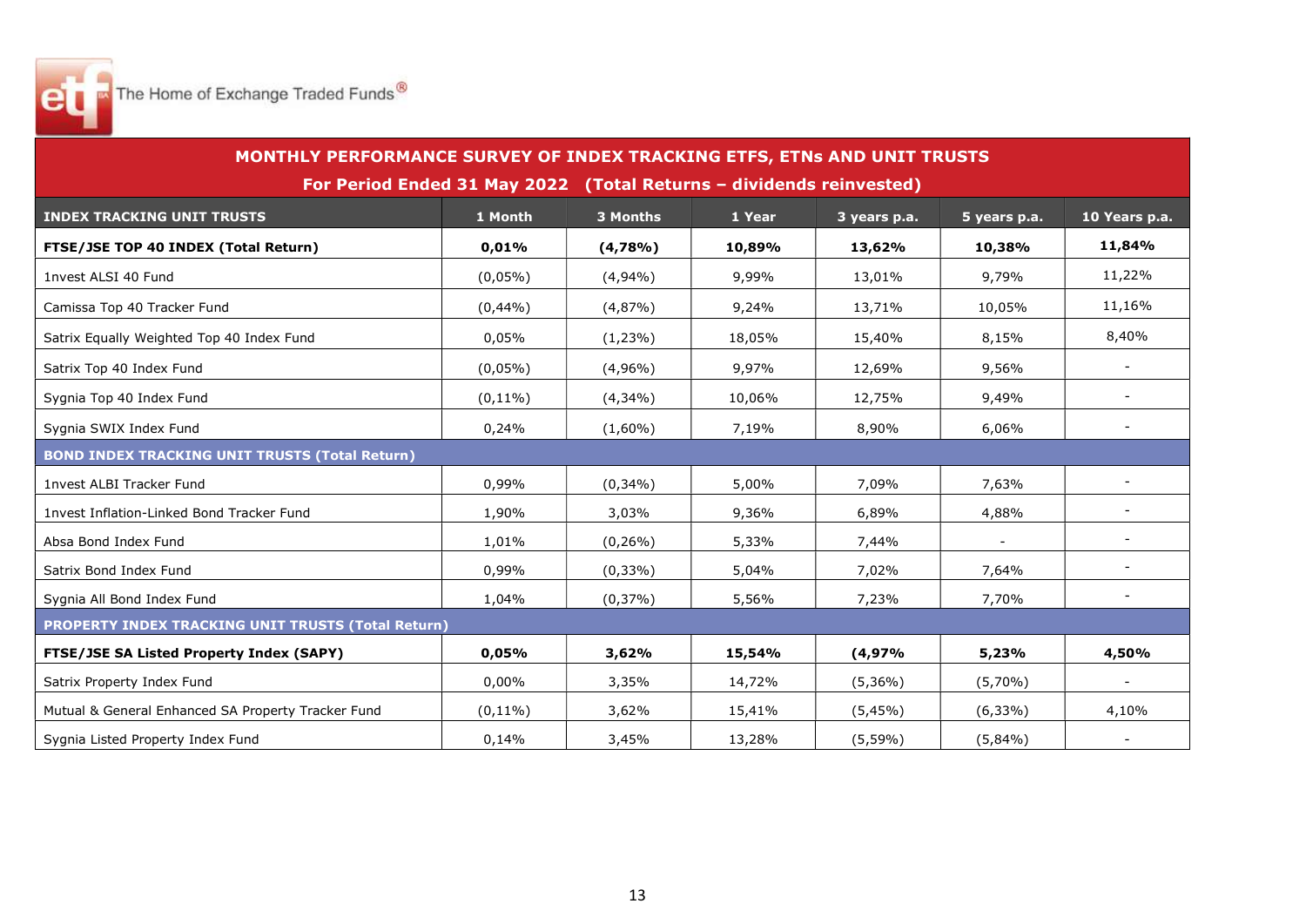The Home of Exchange Traded Funds®

## MONTHLY PERFORMANCE SURVEY OF INDEX TRACKING ETFS, ETNs AND UNIT TRUSTS

### For Period Ended 31 May 2022 (Total Returns – dividends reinvested)

| INDEX TRACKING UNIT TRUSTS | 1 Month | 3 Months | 1 Year | 3 years p.a. | 5 years p.a. | 10 Years p.a. |
|---|---|---|---|---|---|---|
| **FTSE/JSE TOP 40 INDEX (Total Return)** | **0,01%** | **(4,78%)** | **10,89%** | **13,62%** | **10,38%** | **11,84%** |
| 1nvest ALSI 40 Fund | (0,05%) | (4,94%) | 9,99% | 13,01% | 9,79% | 11,22% |
| Camissa Top 40 Tracker Fund | (0,44%) | (4,87%) | 9,24% | 13,71% | 10,05% | 11,16% |
| Satrix Equally Weighted Top 40 Index Fund | 0,05% | (1,23%) | 18,05% | 15,40% | 8,15% | 8,40% |
| Satrix Top 40 Index Fund | (0,05%) | (4,96%) | 9,97% | 12,69% | 9,56% | - |
| Sygnia Top 40 Index Fund | (0,11%) | (4,34%) | 10,06% | 12,75% | 9,49% | - |
| Sygnia SWIX Index Fund | 0,24% | (1,60%) | 7,19% | 8,90% | 6,06% | - |
| **BOND INDEX TRACKING UNIT TRUSTS (Total Return)** | | | | | | |
| 1nvest ALBI Tracker Fund | 0,99% | (0,34%) | 5,00% | 7,09% | 7,63% | - |
| 1nvest Inflation-Linked Bond Tracker Fund | 1,90% | 3,03% | 9,36% | 6,89% | 4,88% | - |
| Absa Bond Index Fund | 1,01% | (0,26%) | 5,33% | 7,44% | - | - |
| Satrix Bond Index Fund | 0,99% | (0,33%) | 5,04% | 7,02% | 7,64% | - |
| Sygnia All Bond Index Fund | 1,04% | (0,37%) | 5,56% | 7,23% | 7,70% | - |
| **PROPERTY INDEX TRACKING UNIT TRUSTS (Total Return)** | | | | | | |
| **FTSE/JSE SA Listed Property Index (SAPY)** | **0,05%** | **3,62%** | **15,54%** | **(4,97%** | **5,23%** | **4,50%** |
| Satrix Property Index Fund | 0,00% | 3,35% | 14,72% | (5,36%) | (5,70%) | - |
| Mutual & General Enhanced SA Property Tracker Fund | (0,11%) | 3,62% | 15,41% | (5,45%) | (6,33%) | 4,10% |
| Sygnia Listed Property Index Fund | 0,14% | 3,45% | 13,28% | (5,59%) | (5,84%) | - |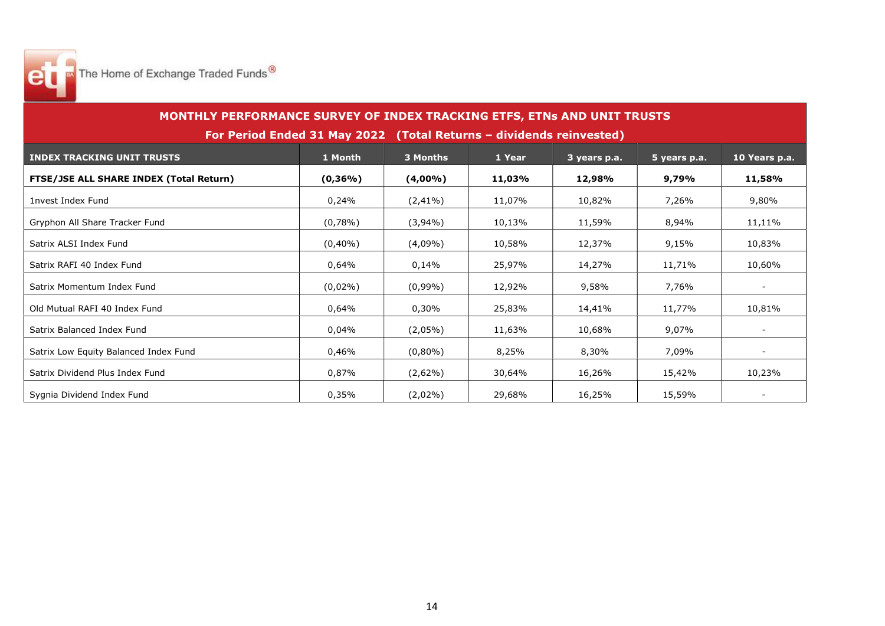The Home of Exchange Traded Funds®

## MONTHLY PERFORMANCE SURVEY OF INDEX TRACKING ETFS, ETNs AND UNIT TRUSTS

**For Period Ended 31 May 2022 (Total Returns – dividends reinvested)**

| INDEX TRACKING UNIT TRUSTS | 1 Month | 3 Months | 1 Year | 3 years p.a. | 5 years p.a. | 10 Years p.a. |
|---|---|---|---|---|---|---|
| **FTSE/JSE ALL SHARE INDEX (Total Return)** | **(0,36%)** | **(4,00%)** | **11,03%** | **12,98%** | **9,79%** | **11,58%** |
| 1nvest Index Fund | 0,24% | (2,41%) | 11,07% | 10,82% | 7,26% | 9,80% |
| Gryphon All Share Tracker Fund | (0,78%) | (3,94%) | 10,13% | 11,59% | 8,94% | 11,11% |
| Satrix ALSI Index Fund | (0,40%) | (4,09%) | 10,58% | 12,37% | 9,15% | 10,83% |
| Satrix RAFI 40 Index Fund | 0,64% | 0,14% | 25,97% | 14,27% | 11,71% | 10,60% |
| Satrix Momentum Index Fund | (0,02%) | (0,99%) | 12,92% | 9,58% | 7,76% | - |
| Old Mutual RAFI 40 Index Fund | 0,64% | 0,30% | 25,83% | 14,41% | 11,77% | 10,81% |
| Satrix Balanced Index Fund | 0,04% | (2,05%) | 11,63% | 10,68% | 9,07% | - |
| Satrix Low Equity Balanced Index Fund | 0,46% | (0,80%) | 8,25% | 8,30% | 7,09% | - |
| Satrix Dividend Plus Index Fund | 0,87% | (2,62%) | 30,64% | 16,26% | 15,42% | 10,23% |
| Sygnia Dividend Index Fund | 0,35% | (2,02%) | 29,68% | 16,25% | 15,59% | - |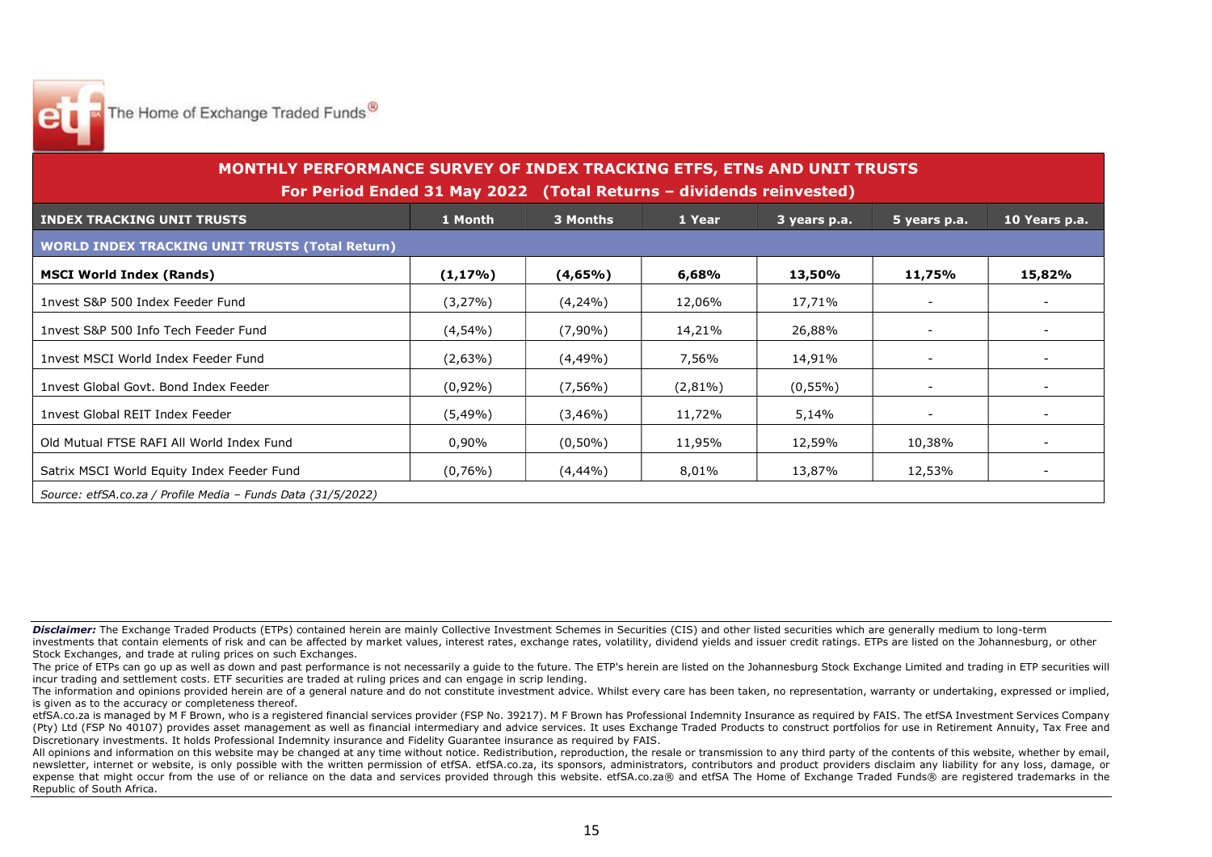The Home of Exchange Traded Funds®

## MONTHLY PERFORMANCE SURVEY OF INDEX TRACKING ETFS, ETNs AND UNIT TRUSTS
### For Period Ended 31 May 2022 (Total Returns – dividends reinvested)

| INDEX TRACKING UNIT TRUSTS | 1 Month | 3 Months | 1 Year | 3 years p.a. | 5 years p.a. | 10 Years p.a. |
|---|---|---|---|---|---|---|
| **WORLD INDEX TRACKING UNIT TRUSTS (Total Return)** | | | | | | |
| **MSCI World Index (Rands)** | **(1,17%)** | **(4,65%)** | **6,68%** | **13,50%** | **11,75%** | **15,82%** |
| 1nvest S&P 500 Index Feeder Fund | (3,27%) | (4,24%) | 12,06% | 17,71% | - | - |
| 1nvest S&P 500 Info Tech Feeder Fund | (4,54%) | (7,90%) | 14,21% | 26,88% | - | - |
| 1nvest MSCI World Index Feeder Fund | (2,63%) | (4,49%) | 7,56% | 14,91% | - | - |
| 1nvest Global Govt. Bond Index Feeder | (0,92%) | (7,56%) | (2,81%) | (0,55%) | - | - |
| 1nvest Global REIT Index Feeder | (5,49%) | (3,46%) | 11,72% | 5,14% | - | - |
| Old Mutual FTSE RAFI All World Index Fund | 0,90% | (0,50%) | 11,95% | 12,59% | 10,38% | - |
| Satrix MSCI World Equity Index Feeder Fund | (0,76%) | (4,44%) | 8,01% | 13,87% | 12,53% | - |

*Source: etfSA.co.za / Profile Media – Funds Data (31/5/2022)*

***Disclaimer:*** The Exchange Traded Products (ETPs) contained herein are mainly Collective Investment Schemes in Securities (CIS) and other listed securities which are generally medium to long-term investments that contain elements of risk and can be affected by market values, interest rates, exchange rates, volatility, dividend yields and issuer credit ratings. ETPs are listed on the Johannesburg, or other Stock Exchanges, and trade at ruling prices on such Exchanges.

The price of ETPs can go up as well as down and past performance is not necessarily a guide to the future. The ETP's herein are listed on the Johannesburg Stock Exchange Limited and trading in ETP securities will incur trading and settlement costs. ETF securities are traded at ruling prices and can engage in scrip lending.

The information and opinions provided herein are of a general nature and do not constitute investment advice. Whilst every care has been taken, no representation, warranty or undertaking, expressed or implied, is given as to the accuracy or completeness thereof.

etfSA.co.za is managed by M F Brown, who is a registered financial services provider (FSP No. 39217). M F Brown has Professional Indemnity Insurance as required by FAIS. The etfSA Investment Services Company (Pty) Ltd (FSP No 40107) provides asset management as well as financial intermediary and advice services. It uses Exchange Traded Products to construct portfolios for use in Retirement Annuity, Tax Free and Discretionary investments. It holds Professional Indemnity insurance and Fidelity Guarantee insurance as required by FAIS.

All opinions and information on this website may be changed at any time without notice. Redistribution, reproduction, the resale or transmission to any third party of the contents of this website, whether by email, newsletter, internet or website, is only possible with the written permission of etfSA. etfSA.co.za, its sponsors, administrators, contributors and product providers disclaim any liability for any loss, damage, or expense that might occur from the use of or reliance on the data and services provided through this website. etfSA.co.za® and etfSA The Home of Exchange Traded Funds® are registered trademarks in the Republic of South Africa.